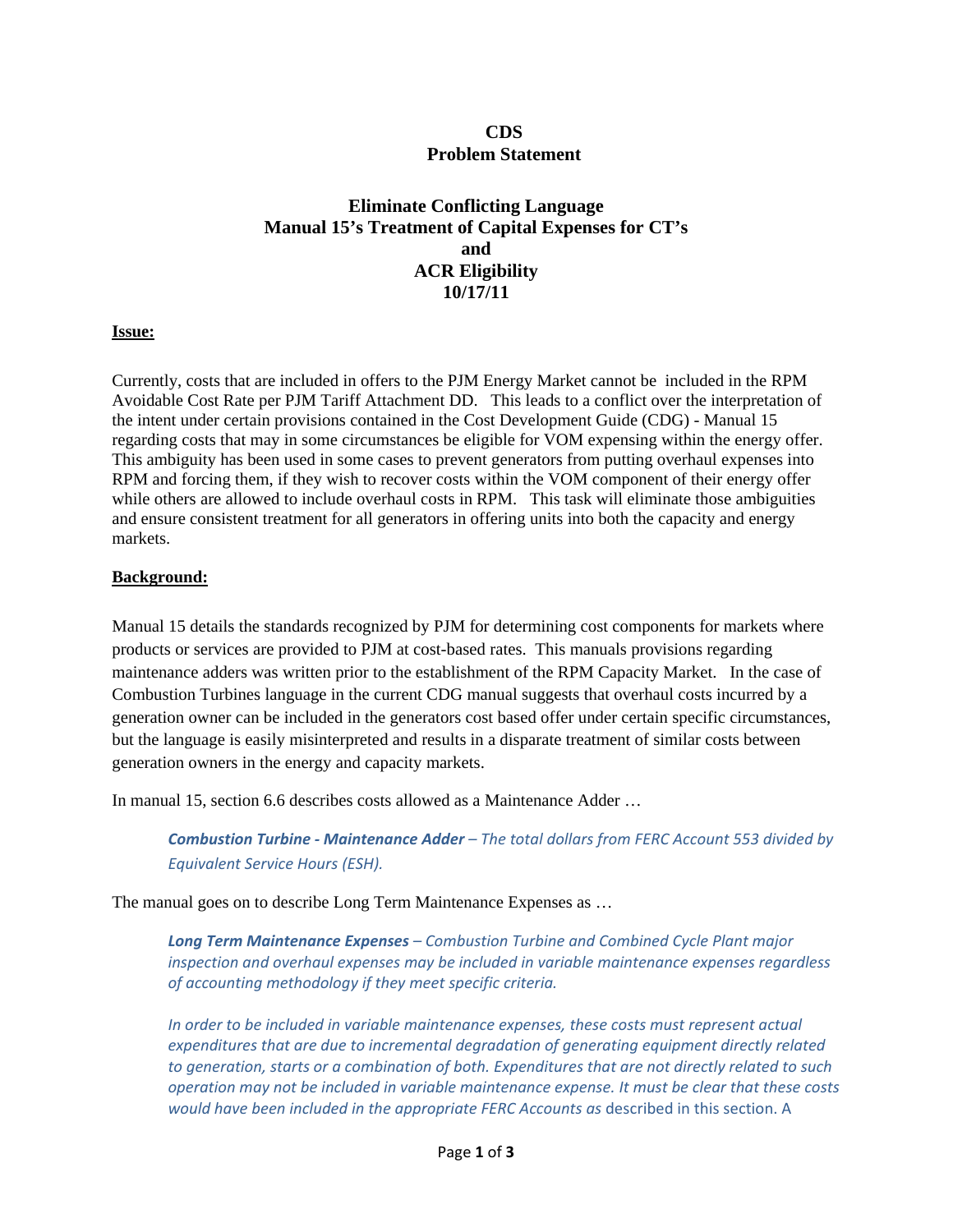**CDS**
**Problem Statement**

**Eliminate Conflicting Language**
**Manual 15's Treatment of Capital Expenses for CT's**
**and**
**ACR Eligibility**
**10/17/11**

**Issue:**

Currently, costs that are included in offers to the PJM Energy Market cannot be included in the RPM Avoidable Cost Rate per PJM Tariff Attachment DD. This leads to a conflict over the interpretation of the intent under certain provisions contained in the Cost Development Guide (CDG) - Manual 15 regarding costs that may in some circumstances be eligible for VOM expensing within the energy offer. This ambiguity has been used in some cases to prevent generators from putting overhaul expenses into RPM and forcing them, if they wish to recover costs within the VOM component of their energy offer while others are allowed to include overhaul costs in RPM. This task will eliminate those ambiguities and ensure consistent treatment for all generators in offering units into both the capacity and energy markets.

**Background:**

Manual 15 details the standards recognized by PJM for determining cost components for markets where products or services are provided to PJM at cost-based rates. This manuals provisions regarding maintenance adders was written prior to the establishment of the RPM Capacity Market. In the case of Combustion Turbines language in the current CDG manual suggests that overhaul costs incurred by a generation owner can be included in the generators cost based offer under certain specific circumstances, but the language is easily misinterpreted and results in a disparate treatment of similar costs between generation owners in the energy and capacity markets.

In manual 15, section 6.6 describes costs allowed as a Maintenance Adder …

> ***Combustion Turbine - Maintenance Adder*** *– The total dollars from FERC Account 553 divided by Equivalent Service Hours (ESH).*

The manual goes on to describe Long Term Maintenance Expenses as …

> ***Long Term Maintenance Expenses*** *– Combustion Turbine and Combined Cycle Plant major inspection and overhaul expenses may be included in variable maintenance expenses regardless of accounting methodology if they meet specific criteria.*
>
> *In order to be included in variable maintenance expenses, these costs must represent actual expenditures that are due to incremental degradation of generating equipment directly related to generation, starts or a combination of both. Expenditures that are not directly related to such operation may not be included in variable maintenance expense. It must be clear that these costs would have been included in the appropriate FERC Accounts as* described in this section. A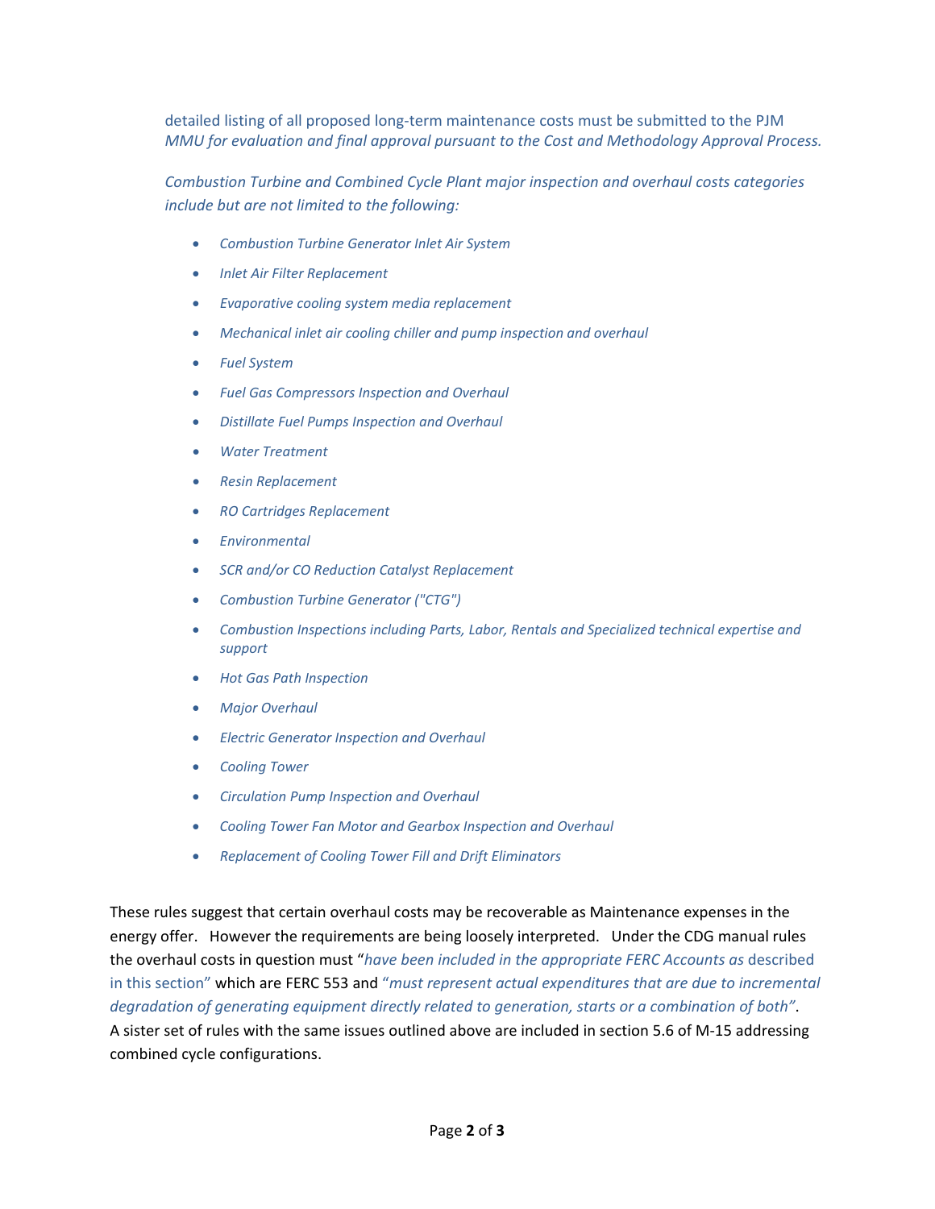detailed listing of all proposed long-term maintenance costs must be submitted to the PJM *MMU for evaluation and final approval pursuant to the Cost and Methodology Approval Process.*

*Combustion Turbine and Combined Cycle Plant major inspection and overhaul costs categories include but are not limited to the following:*

- *Combustion Turbine Generator Inlet Air System*
- *Inlet Air Filter Replacement*
- *Evaporative cooling system media replacement*
- *Mechanical inlet air cooling chiller and pump inspection and overhaul*
- *Fuel System*
- *Fuel Gas Compressors Inspection and Overhaul*
- *Distillate Fuel Pumps Inspection and Overhaul*
- *Water Treatment*
- *Resin Replacement*
- *RO Cartridges Replacement*
- *Environmental*
- *SCR and/or CO Reduction Catalyst Replacement*
- *Combustion Turbine Generator ("CTG")*
- *Combustion Inspections including Parts, Labor, Rentals and Specialized technical expertise and support*
- *Hot Gas Path Inspection*
- *Major Overhaul*
- *Electric Generator Inspection and Overhaul*
- *Cooling Tower*
- *Circulation Pump Inspection and Overhaul*
- *Cooling Tower Fan Motor and Gearbox Inspection and Overhaul*
- *Replacement of Cooling Tower Fill and Drift Eliminators*

These rules suggest that certain overhaul costs may be recoverable as Maintenance expenses in the energy offer. However the requirements are being loosely interpreted. Under the CDG manual rules the overhaul costs in question must "*have been included in the appropriate FERC Accounts as* described in this section" which are FERC 553 and "*must represent actual expenditures that are due to incremental degradation of generating equipment directly related to generation, starts or a combination of both"*. A sister set of rules with the same issues outlined above are included in section 5.6 of M-15 addressing combined cycle configurations.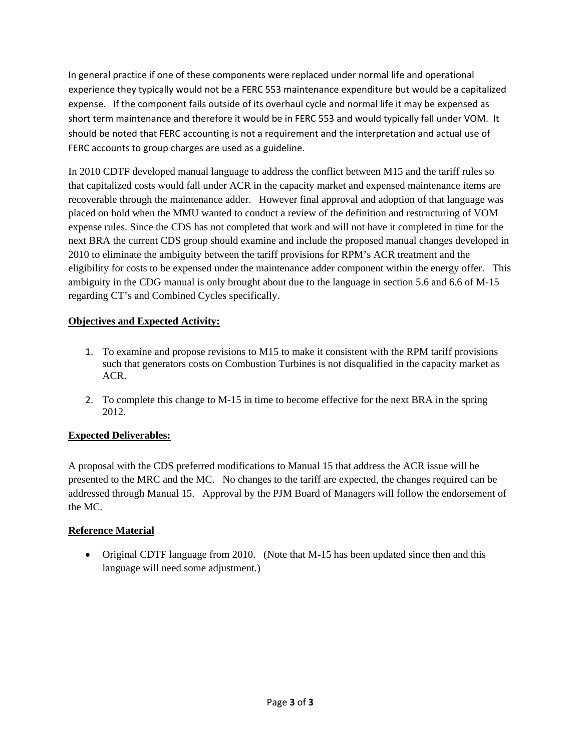In general practice if one of these components were replaced under normal life and operational experience they typically would not be a FERC 553 maintenance expenditure but would be a capitalized expense.   If the component fails outside of its overhaul cycle and normal life it may be expensed as short term maintenance and therefore it would be in FERC 553 and would typically fall under VOM.  It should be noted that FERC accounting is not a requirement and the interpretation and actual use of FERC accounts to group charges are used as a guideline.

In 2010 CDTF developed manual language to address the conflict between M15 and the tariff rules so that capitalized costs would fall under ACR in the capacity market and expensed maintenance items are recoverable through the maintenance adder.   However final approval and adoption of that language was placed on hold when the MMU wanted to conduct a review of the definition and restructuring of VOM expense rules. Since the CDS has not completed that work and will not have it completed in time for the next BRA the current CDS group should examine and include the proposed manual changes developed in 2010 to eliminate the ambiguity between the tariff provisions for RPM's ACR treatment and the eligibility for costs to be expensed under the maintenance adder component within the energy offer.   This ambiguity in the CDG manual is only brought about due to the language in section 5.6 and 6.6 of M-15 regarding CT's and Combined Cycles specifically.

**Objectives and Expected Activity:**

1. To examine and propose revisions to M15 to make it consistent with the RPM tariff provisions such that generators costs on Combustion Turbines is not disqualified in the capacity market as ACR.
2. To complete this change to M-15 in time to become effective for the next BRA in the spring 2012.

**Expected Deliverables:**

A proposal with the CDS preferred modifications to Manual 15 that address the ACR issue will be presented to the MRC and the MC.   No changes to the tariff are expected, the changes required can be addressed through Manual 15.   Approval by the PJM Board of Managers will follow the endorsement of the MC.

**Reference Material**

- Original CDTF language from 2010.   (Note that M-15 has been updated since then and this language will need some adjustment.)